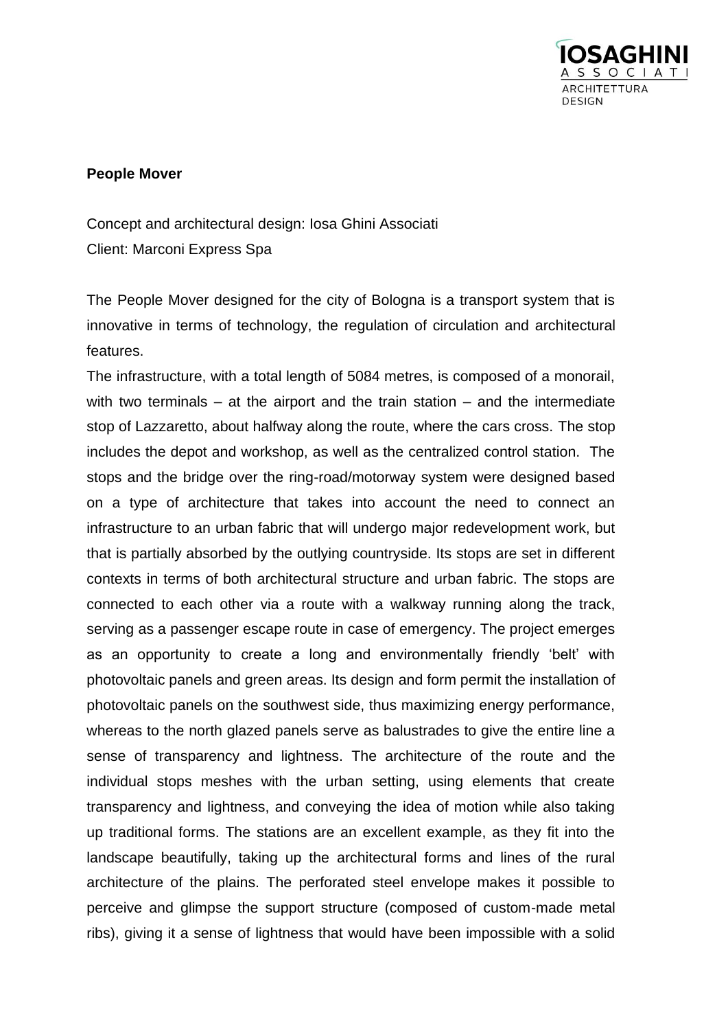**People Mover**

Concept and architectural design: Iosa Ghini Associati
Client: Marconi Express Spa

The People Mover designed for the city of Bologna is a transport system that is innovative in terms of technology, the regulation of circulation and architectural features.
The infrastructure, with a total length of 5084 metres, is composed of a monorail, with two terminals – at the airport and the train station – and the intermediate stop of Lazzaretto, about halfway along the route, where the cars cross. The stop includes the depot and workshop, as well as the centralized control station. The stops and the bridge over the ring-road/motorway system were designed based on a type of architecture that takes into account the need to connect an infrastructure to an urban fabric that will undergo major redevelopment work, but that is partially absorbed by the outlying countryside. Its stops are set in different contexts in terms of both architectural structure and urban fabric. The stops are connected to each other via a route with a walkway running along the track, serving as a passenger escape route in case of emergency. The project emerges as an opportunity to create a long and environmentally friendly 'belt' with photovoltaic panels and green areas. Its design and form permit the installation of photovoltaic panels on the southwest side, thus maximizing energy performance, whereas to the north glazed panels serve as balustrades to give the entire line a sense of transparency and lightness. The architecture of the route and the individual stops meshes with the urban setting, using elements that create transparency and lightness, and conveying the idea of motion while also taking up traditional forms. The stations are an excellent example, as they fit into the landscape beautifully, taking up the architectural forms and lines of the rural architecture of the plains. The perforated steel envelope makes it possible to perceive and glimpse the support structure (composed of custom-made metal ribs), giving it a sense of lightness that would have been impossible with a solid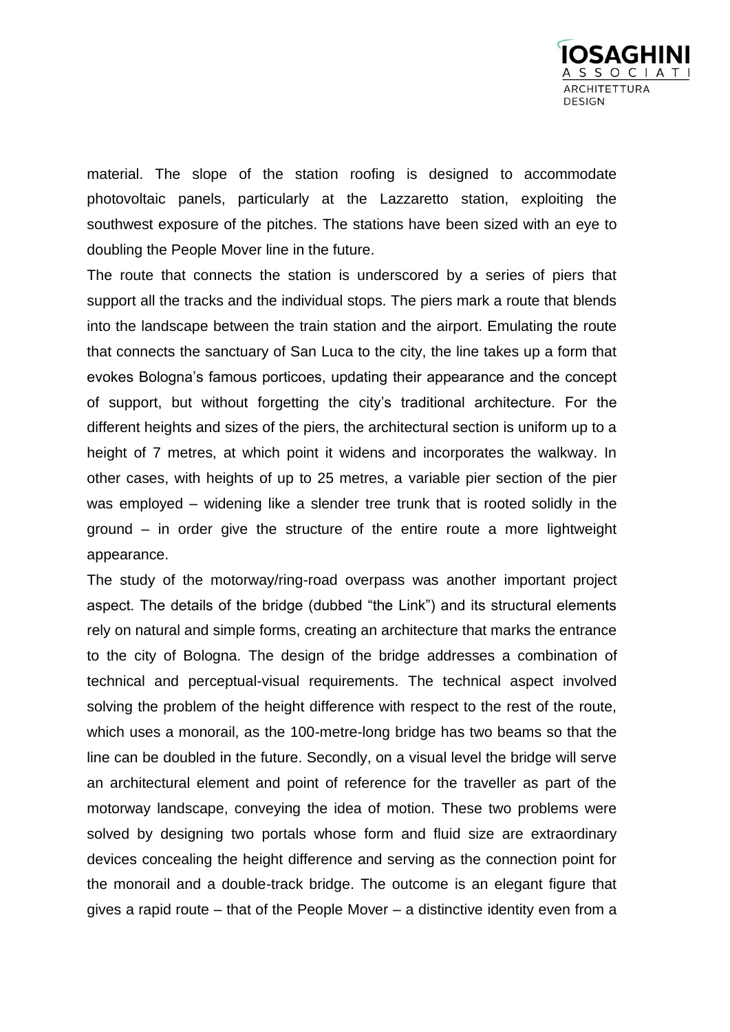material. The slope of the station roofing is designed to accommodate photovoltaic panels, particularly at the Lazzaretto station, exploiting the southwest exposure of the pitches. The stations have been sized with an eye to doubling the People Mover line in the future.

The route that connects the station is underscored by a series of piers that support all the tracks and the individual stops. The piers mark a route that blends into the landscape between the train station and the airport. Emulating the route that connects the sanctuary of San Luca to the city, the line takes up a form that evokes Bologna's famous porticoes, updating their appearance and the concept of support, but without forgetting the city's traditional architecture. For the different heights and sizes of the piers, the architectural section is uniform up to a height of 7 metres, at which point it widens and incorporates the walkway. In other cases, with heights of up to 25 metres, a variable pier section of the pier was employed – widening like a slender tree trunk that is rooted solidly in the ground – in order give the structure of the entire route a more lightweight appearance.

The study of the motorway/ring-road overpass was another important project aspect. The details of the bridge (dubbed "the Link") and its structural elements rely on natural and simple forms, creating an architecture that marks the entrance to the city of Bologna. The design of the bridge addresses a combination of technical and perceptual-visual requirements. The technical aspect involved solving the problem of the height difference with respect to the rest of the route, which uses a monorail, as the 100-metre-long bridge has two beams so that the line can be doubled in the future. Secondly, on a visual level the bridge will serve an architectural element and point of reference for the traveller as part of the motorway landscape, conveying the idea of motion. These two problems were solved by designing two portals whose form and fluid size are extraordinary devices concealing the height difference and serving as the connection point for the monorail and a double-track bridge. The outcome is an elegant figure that gives a rapid route – that of the People Mover – a distinctive identity even from a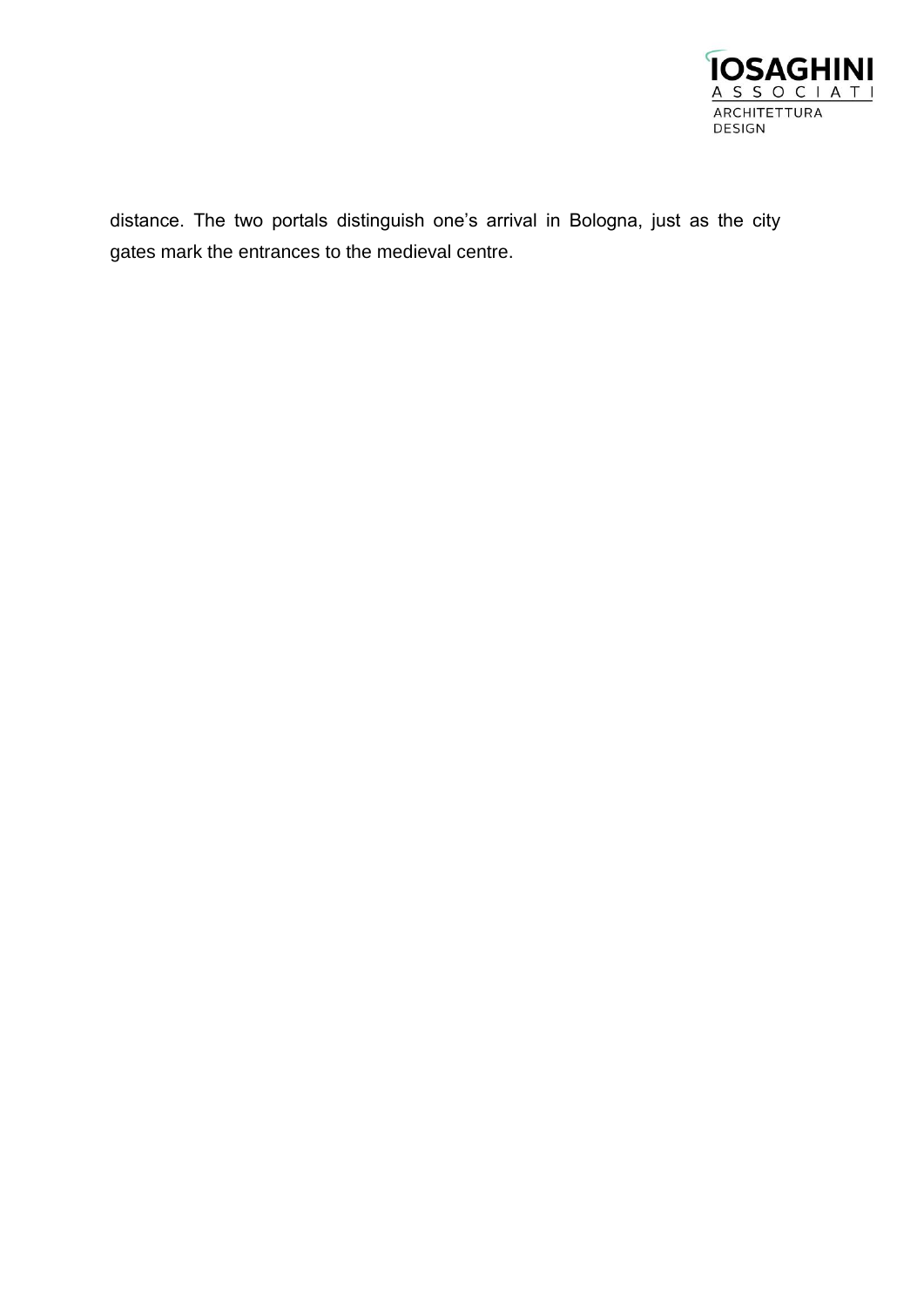distance. The two portals distinguish one's arrival in Bologna, just as the city gates mark the entrances to the medieval centre.